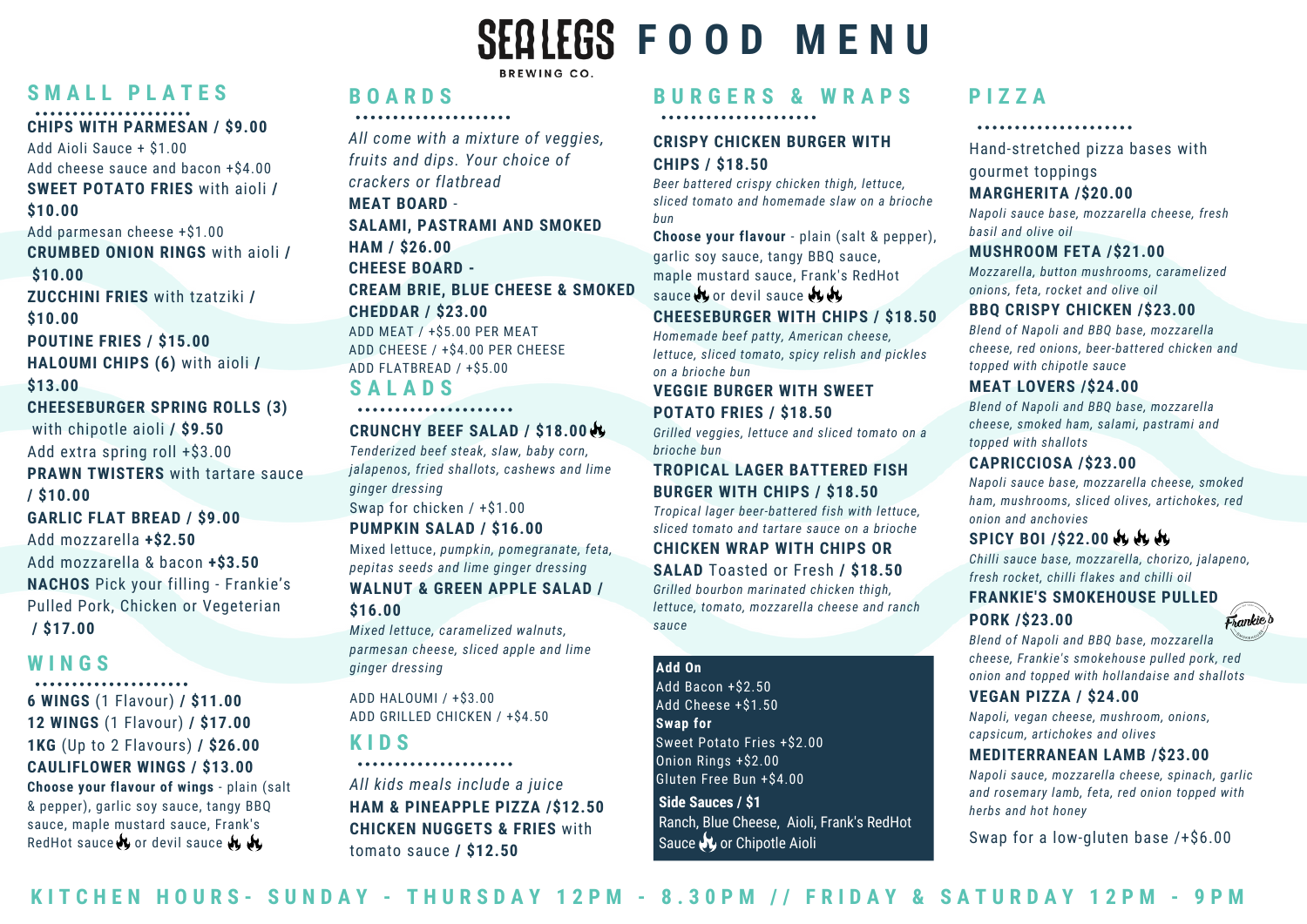# SEALEGS BREWING CO. FOOD MENU

## SMALL PLATES

**CHIPS WITH PARMESAN / $9.00**
Add Aioli Sauce + $1.00
Add cheese sauce and bacon +$4.00

**SWEET POTATO FRIES** with aioli **/ $10.00**
Add parmesan cheese +$1.00

**CRUMBED ONION RINGS** with aioli **/ $10.00**

**ZUCCHINI FRIES** with tzatziki **/ $10.00**

**POUTINE FRIES / $15.00**

**HALOUMI CHIPS (6)** with aioli **/ $13.00**

**CHEESEBURGER SPRING ROLLS (3)** with chipotle aioli **/ $9.50**
Add extra spring roll +$3.00

**PRAWN TWISTERS** with tartare sauce **/ $10.00**

**GARLIC FLAT BREAD / $9.00**
Add mozzarella **+$2.50**
Add mozzarella & bacon **+$3.50**

**NACHOS** Pick your filling - Frankie's Pulled Pork, Chicken or Vegeterian **/ $17.00**

## WINGS

**6 WINGS** (1 Flavour) **/ $11.00**
**12 WINGS** (1 Flavour) **/ $17.00**
**1KG** (Up to 2 Flavours) **/ $26.00**
**CAULIFLOWER WINGS / $13.00**

**Choose your flavour of wings** - plain (salt & pepper), garlic soy sauce, tangy BBQ sauce, maple mustard sauce, Frank's RedHot sauce 🔥 or devil sauce 🔥🔥

## BOARDS

*All come with a mixture of veggies, fruits and dips. Your choice of crackers or flatbread*

**MEAT BOARD - SALAMI, PASTRAMI AND SMOKED HAM / $26.00**

**CHEESE BOARD - CREAM BRIE, BLUE CHEESE & SMOKED CHEDDAR / $23.00**

ADD MEAT / +$5.00 PER MEAT
ADD CHEESE / +$4.00 PER CHEESE
ADD FLATBREAD / +$5.00

## SALADS

**CRUNCHY BEEF SALAD / $18.00** 🔥
*Tenderized beef steak, slaw, baby corn, jalapenos, fried shallots, cashews and lime ginger dressing*
Swap for chicken / +$1.00

**PUMPKIN SALAD / $16.00**
Mixed lettuce, *pumpkin, pomegranate, feta, pepitas seeds and lime ginger dressing*

**WALNUT & GREEN APPLE SALAD / $16.00**
*Mixed lettuce, caramelized walnuts, parmesan cheese, sliced apple and lime ginger dressing*

ADD HALOUMI / +$3.00
ADD GRILLED CHICKEN / +$4.50

## KIDS

*All kids meals include a juice*

**HAM & PINEAPPLE PIZZA / $12.50**

**CHICKEN NUGGETS & FRIES** with tomato sauce **/ $12.50**

## BURGERS & WRAPS

**CRISPY CHICKEN BURGER WITH CHIPS / $18.50**
*Beer battered crispy chicken thigh, lettuce, sliced tomato and homemade slaw on a brioche bun*
**Choose your flavour** - plain (salt & pepper), garlic soy sauce, tangy BBQ sauce, maple mustard sauce, Frank's RedHot sauce 🔥 or devil sauce 🔥🔥

**CHEESEBURGER WITH CHIPS / $18.50**
*Homemade beef patty, American cheese, lettuce, sliced tomato, spicy relish and pickles on a brioche bun*

**VEGGIE BURGER WITH SWEET POTATO FRIES / $18.50**
*Grilled veggies, lettuce and sliced tomato on a brioche bun*

**TROPICAL LAGER BATTERED FISH BURGER WITH CHIPS / $18.50**
*Tropical lager beer-battered fish with lettuce, sliced tomato and tartare sauce on a brioche*

**CHICKEN WRAP WITH CHIPS OR SALAD** Toasted or Fresh **/ $18.50**
*Grilled bourbon marinated chicken thigh, lettuce, tomato, mozzarella cheese and ranch sauce*

**Add On**
Add Bacon +$2.50
Add Cheese +$1.50

**Swap for**
Sweet Potato Fries +$2.00
Onion Rings +$2.00
Gluten Free Bun +$4.00

**Side Sauces / $1**
Ranch, Blue Cheese, Aioli, Frank's RedHot Sauce 🔥 or Chipotle Aioli

## PIZZA

Hand-stretched pizza bases with gourmet toppings

**MARGHERITA /$20.00**
*Napoli sauce base, mozzarella cheese, fresh basil and olive oil*

**MUSHROOM FETA /$21.00**
*Mozzarella, button mushrooms, caramelized onions, feta, rocket and olive oil*

**BBQ CRISPY CHICKEN /$23.00**
*Blend of Napoli and BBQ base, mozzarella cheese, red onions, beer-battered chicken and topped with chipotle sauce*

**MEAT LOVERS /$24.00**
*Blend of Napoli and BBQ base, mozzarella cheese, smoked ham, salami, pastrami and topped with shallots*

**CAPRICCIOSA /$23.00**
*Napoli sauce base, mozzarella cheese, smoked ham, mushrooms, sliced olives, artichokes, red onion and anchovies*

**SPICY BOI /$22.00** 🔥🔥🔥
*Chilli sauce base, mozzarella, chorizo, jalapeno, fresh rocket, chilli flakes and chilli oil*

**FRANKIE'S SMOKEHOUSE PULLED PORK /$23.00**
*Blend of Napoli and BBQ base, mozzarella cheese, Frankie's smokehouse pulled pork, red onion and topped with hollandaise and shallots*

**VEGAN PIZZA / $24.00**
*Napoli, vegan cheese, mushroom, onions, capsicum, artichokes and olives*

**MEDITERRANEAN LAMB /$23.00**
*Napoli sauce, mozzarella cheese, spinach, garlic and rosemary lamb, feta, red onion topped with herbs and hot honey*

Swap for a low-gluten base /+$6.00

**KITCHEN HOURS- SUNDAY - THURSDAY 12PM - 8.30PM // FRIDAY & SATURDAY 12PM - 9PM**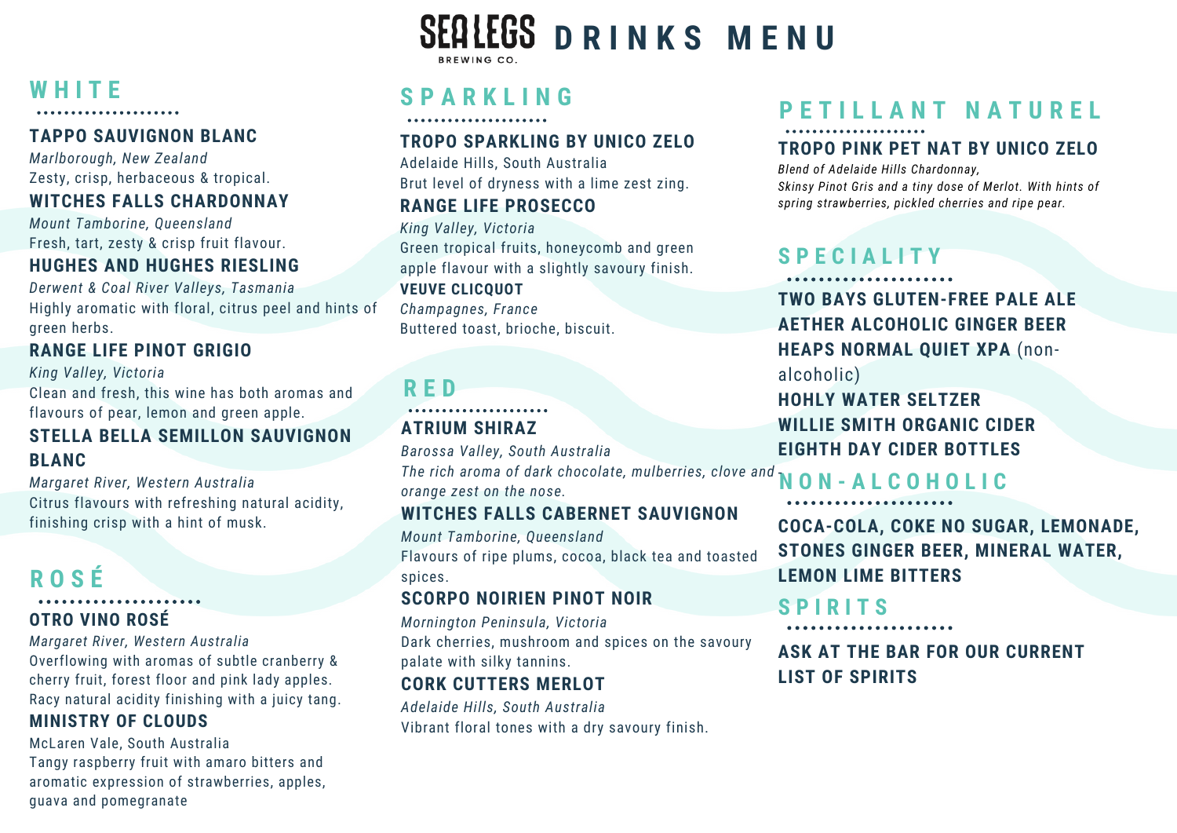# SEA LEGS BREWING CO. DRINKS MENU

## WHITE

### TAPPO SAUVIGNON BLANC
*Marlborough, New Zealand*
Zesty, crisp, herbaceous & tropical.

### WITCHES FALLS CHARDONNAY
*Mount Tamborine, Queensland*
Fresh, tart, zesty & crisp fruit flavour.

### HUGHES AND HUGHES RIESLING
*Derwent & Coal River Valleys, Tasmania*
Highly aromatic with floral, citrus peel and hints of green herbs.

### RANGE LIFE PINOT GRIGIO
*King Valley, Victoria*
Clean and fresh, this wine has both aromas and flavours of pear, lemon and green apple.

### STELLA BELLA SEMILLON SAUVIGNON BLANC
*Margaret River, Western Australia*
Citrus flavours with refreshing natural acidity, finishing crisp with a hint of musk.

## ROSÉ

### OTRO VINO ROSÉ
*Margaret River, Western Australia*
Overflowing with aromas of subtle cranberry & cherry fruit, forest floor and pink lady apples. Racy natural acidity finishing with a juicy tang.

### MINISTRY OF CLOUDS
McLaren Vale, South Australia
Tangy raspberry fruit with amaro bitters and aromatic expression of strawberries, apples, guava and pomegranate

## SPARKLING

### TROPO SPARKLING BY UNICO ZELO
Adelaide Hills, South Australia
Brut level of dryness with a lime zest zing.

### RANGE LIFE PROSECCO
*King Valley, Victoria*
Green tropical fruits, honeycomb and green apple flavour with a slightly savoury finish.

### VEUVE CLICQUOT
*Champagnes, France*
Buttered toast, brioche, biscuit.

## RED

### ATRIUM SHIRAZ
*Barossa Valley, South Australia*
*The rich aroma of dark chocolate, mulberries, clove and orange zest on the nose.*

### WITCHES FALLS CABERNET SAUVIGNON
*Mount Tamborine, Queensland*
Flavours of ripe plums, cocoa, black tea and toasted spices.

### SCORPO NOIRIEN PINOT NOIR
*Mornington Peninsula, Victoria*
Dark cherries, mushroom and spices on the savoury palate with silky tannins.

### CORK CUTTERS MERLOT
*Adelaide Hills, South Australia*
Vibrant floral tones with a dry savoury finish.

## PETILLANT NATUREL

### TROPO PINK PET NAT BY UNICO ZELO
*Blend of Adelaide Hills Chardonnay, Skinsy Pinot Gris and a tiny dose of Merlot. With hints of spring strawberries, pickled cherries and ripe pear.*

## SPECIALITY

**TWO BAYS GLUTEN-FREE PALE ALE**
**AETHER ALCOHOLIC GINGER BEER**
**HEAPS NORMAL QUIET XPA** (non-alcoholic)
**HOHLY WATER SELTZER**
**WILLIE SMITH ORGANIC CIDER**
**EIGHTH DAY CIDER BOTTLES**

## NON-ALCOHOLIC

**COCA-COLA, COKE NO SUGAR, LEMONADE, STONES GINGER BEER, MINERAL WATER, LEMON LIME BITTERS**

## SPIRITS

**ASK AT THE BAR FOR OUR CURRENT LIST OF SPIRITS**